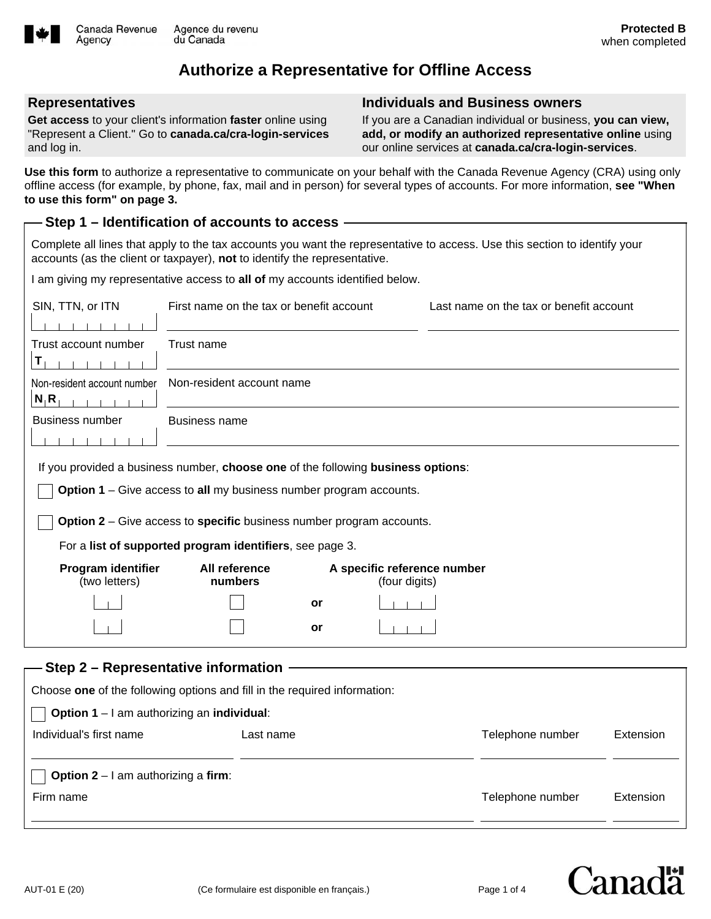Canada Revenue Agency / Agence du revenu du Canada

**Protected B** when completed

# Authorize a Representative for Offline Access

| **Representatives** | **Individuals and Business owners** |
|---|---|
| **Get access** to your client's information **faster** online using "Represent a Client." Go to **canada.ca/cra-login-services** and log in. | If you are a Canadian individual or business, **you can view, add, or modify an authorized representative online** using our online services at **canada.ca/cra-login-services**. |

**Use this form** to authorize a representative to communicate on your behalf with the Canada Revenue Agency (CRA) using only offline access (for example, by phone, fax, mail and in person) for several types of accounts. For more information, **see "When to use this form" on page 3.**

## Step 1 – Identification of accounts to access

Complete all lines that apply to the tax accounts you want the representative to access. Use this section to identify your accounts (as the client or taxpayer), **not** to identify the representative.

I am giving my representative access to **all of** my accounts identified below.

| SIN, TTN, or ITN | First name on the tax or benefit account | Last name on the tax or benefit account |
|---|---|---|
| | | |

| Trust account number | Trust name |
|---|---|
| T | |

| Non-resident account number | Non-resident account name |
|---|---|
| NR | |

| Business number | Business name |
|---|---|
| | |

If you provided a business number, **choose one** of the following **business options**:

☐ **Option 1** – Give access to **all** my business number program accounts.

☐ **Option 2** – Give access to **specific** business number program accounts.

For a **list of supported program identifiers**, see page 3.

| Program identifier (two letters) | All reference numbers | | A specific reference number (four digits) |
|---|---|---|---|
| | ☐ | or | |
| | ☐ | or | |

## Step 2 – Representative information

Choose **one** of the following options and fill in the required information:

☐ **Option 1** – I am authorizing an **individual**:

| Individual's first name | Last name | Telephone number | Extension |
|---|---|---|---|
| | | | |

☐ **Option 2** – I am authorizing a **firm**:

| Firm name | Telephone number | Extension |
|---|---|---|
| | | |

AUT-01 E (20) (Ce formulaire est disponible en français.)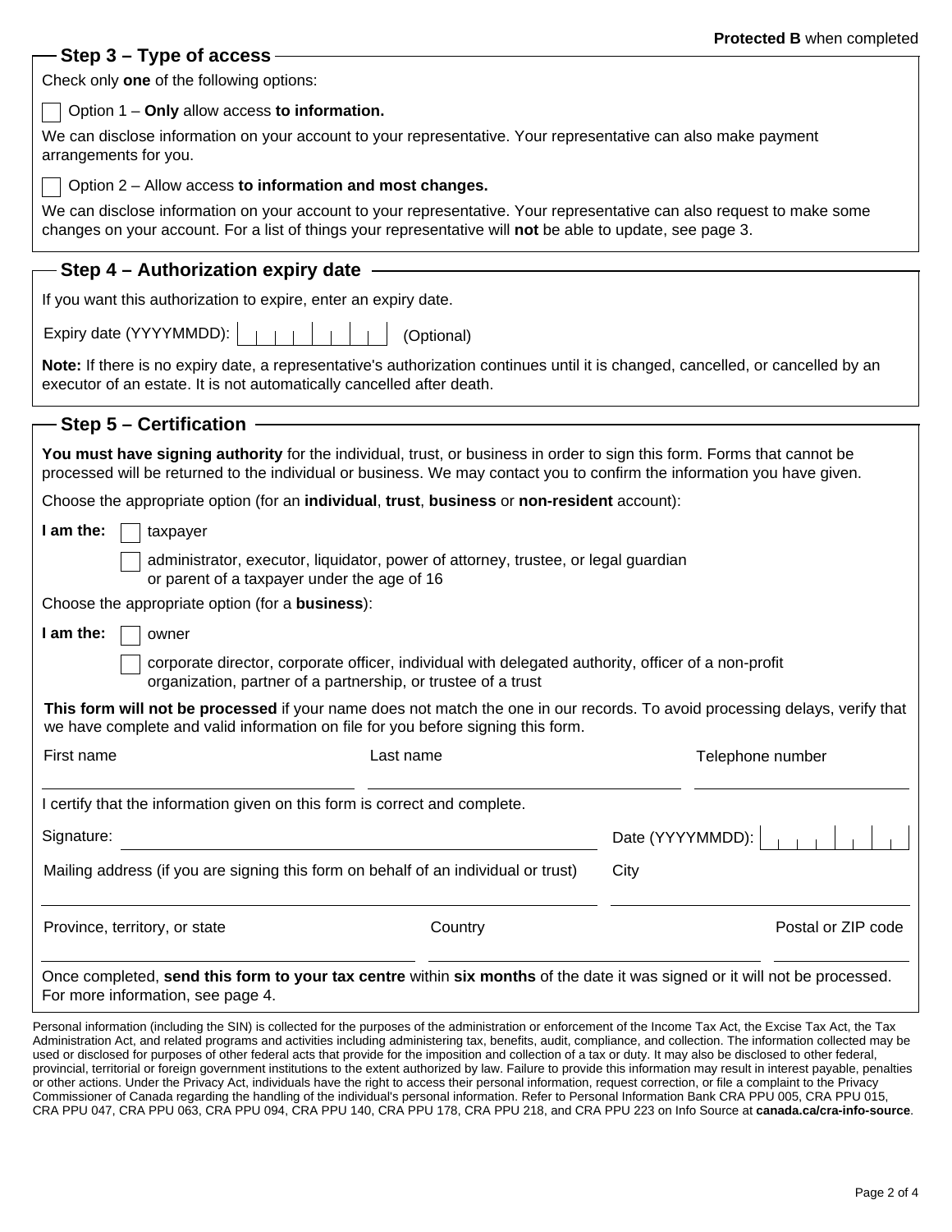**Protected B** when completed

## Step 3 – Type of access

Check only **one** of the following options:

☐ Option 1 – **Only** allow access **to information.**

We can disclose information on your account to your representative. Your representative can also make payment arrangements for you.

☐ Option 2 – Allow access **to information and most changes.**

We can disclose information on your account to your representative. Your representative can also request to make some changes on your account. For a list of things your representative will **not** be able to update, see page 3.

## Step 4 – Authorization expiry date

If you want this authorization to expire, enter an expiry date.

Expiry date (YYYYMMDD): ________ (Optional)

**Note:** If there is no expiry date, a representative's authorization continues until it is changed, cancelled, or cancelled by an executor of an estate. It is not automatically cancelled after death.

## Step 5 – Certification

**You must have signing authority** for the individual, trust, or business in order to sign this form. Forms that cannot be processed will be returned to the individual or business. We may contact you to confirm the information you have given.

Choose the appropriate option (for an **individual**, **trust**, **business** or **non-resident** account):

**I am the:**
☐ taxpayer
☐ administrator, executor, liquidator, power of attorney, trustee, or legal guardian or parent of a taxpayer under the age of 16

Choose the appropriate option (for a **business**):

**I am the:**
☐ owner
☐ corporate director, corporate officer, individual with delegated authority, officer of a non-profit organization, partner of a partnership, or trustee of a trust

**This form will not be processed** if your name does not match the one in our records. To avoid processing delays, verify that we have complete and valid information on file for you before signing this form.

First name ____________ Last name ____________ Telephone number ____________

I certify that the information given on this form is correct and complete.

Signature: ____________ Date (YYYYMMDD): ________

Mailing address (if you are signing this form on behalf of an individual or trust) ____________ City ____________

Province, territory, or state ____________ Country ____________ Postal or ZIP code ____________

Once completed, **send this form to your tax centre** within **six months** of the date it was signed or it will not be processed. For more information, see page 4.

Personal information (including the SIN) is collected for the purposes of the administration or enforcement of the Income Tax Act, the Excise Tax Act, the Tax Administration Act, and related programs and activities including administering tax, benefits, audit, compliance, and collection. The information collected may be used or disclosed for purposes of other federal acts that provide for the imposition and collection of a tax or duty. It may also be disclosed to other federal, provincial, territorial or foreign government institutions to the extent authorized by law. Failure to provide this information may result in interest payable, penalties or other actions. Under the Privacy Act, individuals have the right to access their personal information, request correction, or file a complaint to the Privacy Commissioner of Canada regarding the handling of the individual's personal information. Refer to Personal Information Bank CRA PPU 005, CRA PPU 015, CRA PPU 047, CRA PPU 063, CRA PPU 094, CRA PPU 140, CRA PPU 178, CRA PPU 218, and CRA PPU 223 on Info Source at **canada.ca/cra-info-source**.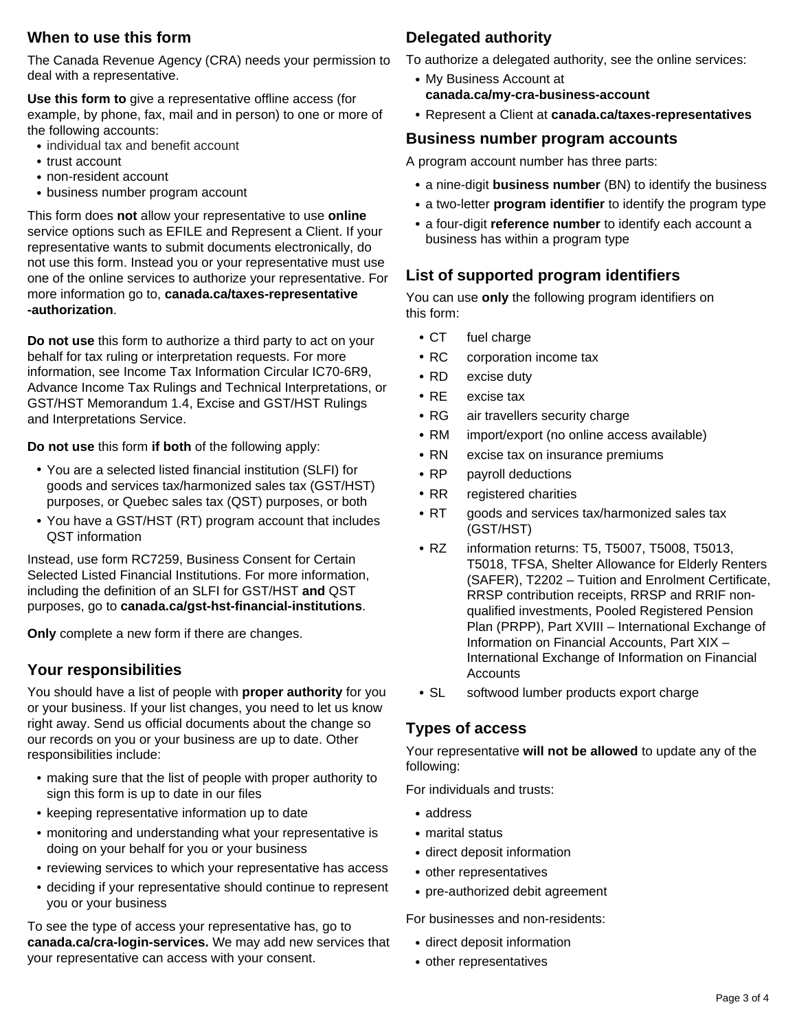## When to use this form

The Canada Revenue Agency (CRA) needs your permission to deal with a representative.

**Use this form to** give a representative offline access (for example, by phone, fax, mail and in person) to one or more of the following accounts:

- individual tax and benefit account
- trust account
- non-resident account
- business number program account

This form does **not** allow your representative to use **online** service options such as EFILE and Represent a Client. If your representative wants to submit documents electronically, do not use this form. Instead you or your representative must use one of the online services to authorize your representative. For more information go to, **canada.ca/taxes-representative-authorization**.

**Do not use** this form to authorize a third party to act on your behalf for tax ruling or interpretation requests. For more information, see Income Tax Information Circular IC70-6R9, Advance Income Tax Rulings and Technical Interpretations, or GST/HST Memorandum 1.4, Excise and GST/HST Rulings and Interpretations Service.

**Do not use** this form **if both** of the following apply:

- You are a selected listed financial institution (SLFI) for goods and services tax/harmonized sales tax (GST/HST) purposes, or Quebec sales tax (QST) purposes, or both
- You have a GST/HST (RT) program account that includes QST information

Instead, use form RC7259, Business Consent for Certain Selected Listed Financial Institutions. For more information, including the definition of an SLFI for GST/HST **and** QST purposes, go to **canada.ca/gst-hst-financial-institutions**.

**Only** complete a new form if there are changes.

## Your responsibilities

You should have a list of people with **proper authority** for you or your business. If your list changes, you need to let us know right away. Send us official documents about the change so our records on you or your business are up to date. Other responsibilities include:

- making sure that the list of people with proper authority to sign this form is up to date in our files
- keeping representative information up to date
- monitoring and understanding what your representative is doing on your behalf for you or your business
- reviewing services to which your representative has access
- deciding if your representative should continue to represent you or your business

To see the type of access your representative has, go to **canada.ca/cra-login-services.** We may add new services that your representative can access with your consent.

## Delegated authority

To authorize a delegated authority, see the online services:

- My Business Account at **canada.ca/my-cra-business-account**
- Represent a Client at **canada.ca/taxes-representatives**

## Business number program accounts

A program account number has three parts:

- a nine-digit **business number** (BN) to identify the business
- a two-letter **program identifier** to identify the program type
- a four-digit **reference number** to identify each account a business has within a program type

## List of supported program identifiers

You can use **only** the following program identifiers on this form:

- CT fuel charge
- RC corporation income tax
- RD excise duty
- RE excise tax
- RG air travellers security charge
- RM import/export (no online access available)
- RN excise tax on insurance premiums
- RP payroll deductions
- RR registered charities
- RT goods and services tax/harmonized sales tax (GST/HST)
- RZ information returns: T5, T5007, T5008, T5013, T5018, TFSA, Shelter Allowance for Elderly Renters (SAFER), T2202 – Tuition and Enrolment Certificate, RRSP contribution receipts, RRSP and RRIF non-qualified investments, Pooled Registered Pension Plan (PRPP), Part XVIII – International Exchange of Information on Financial Accounts, Part XIX – International Exchange of Information on Financial Accounts
- SL softwood lumber products export charge

## Types of access

Your representative **will not be allowed** to update any of the following:

For individuals and trusts:

- address
- marital status
- direct deposit information
- other representatives
- pre-authorized debit agreement

For businesses and non-residents:

- direct deposit information
- other representatives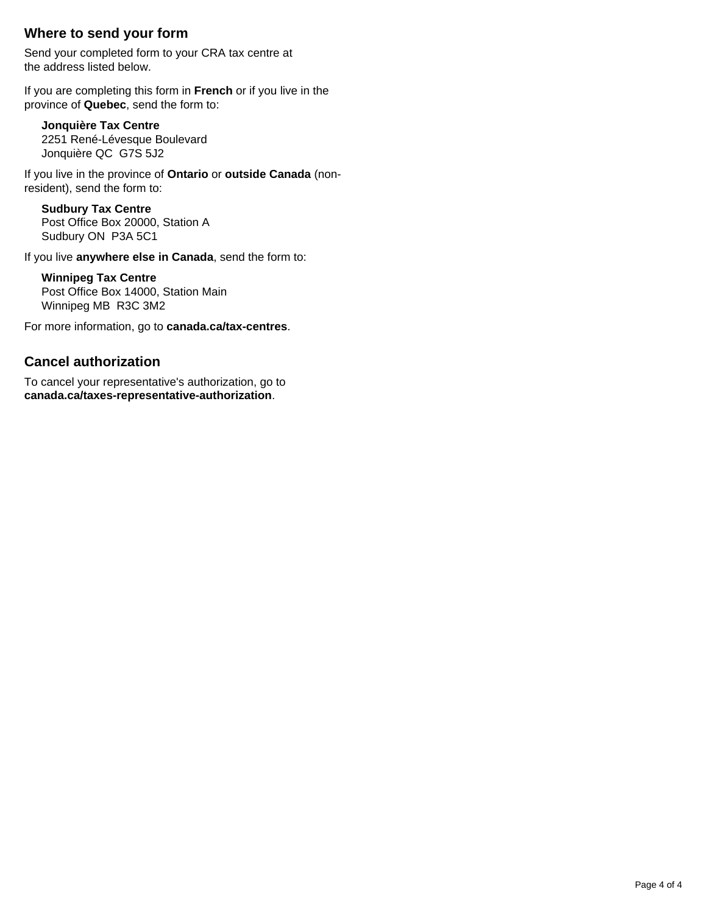## Where to send your form

Send your completed form to your CRA tax centre at the address listed below.

If you are completing this form in **French** or if you live in the province of **Quebec**, send the form to:

**Jonquière Tax Centre**
2251 René-Lévesque Boulevard
Jonquière QC  G7S 5J2

If you live in the province of **Ontario** or **outside Canada** (non-resident), send the form to:

**Sudbury Tax Centre**
Post Office Box 20000, Station A
Sudbury ON  P3A 5C1

If you live **anywhere else in Canada**, send the form to:

**Winnipeg Tax Centre**
Post Office Box 14000, Station Main
Winnipeg MB  R3C 3M2

For more information, go to **canada.ca/tax-centres**.

## Cancel authorization

To cancel your representative's authorization, go to **canada.ca/taxes-representative-authorization**.